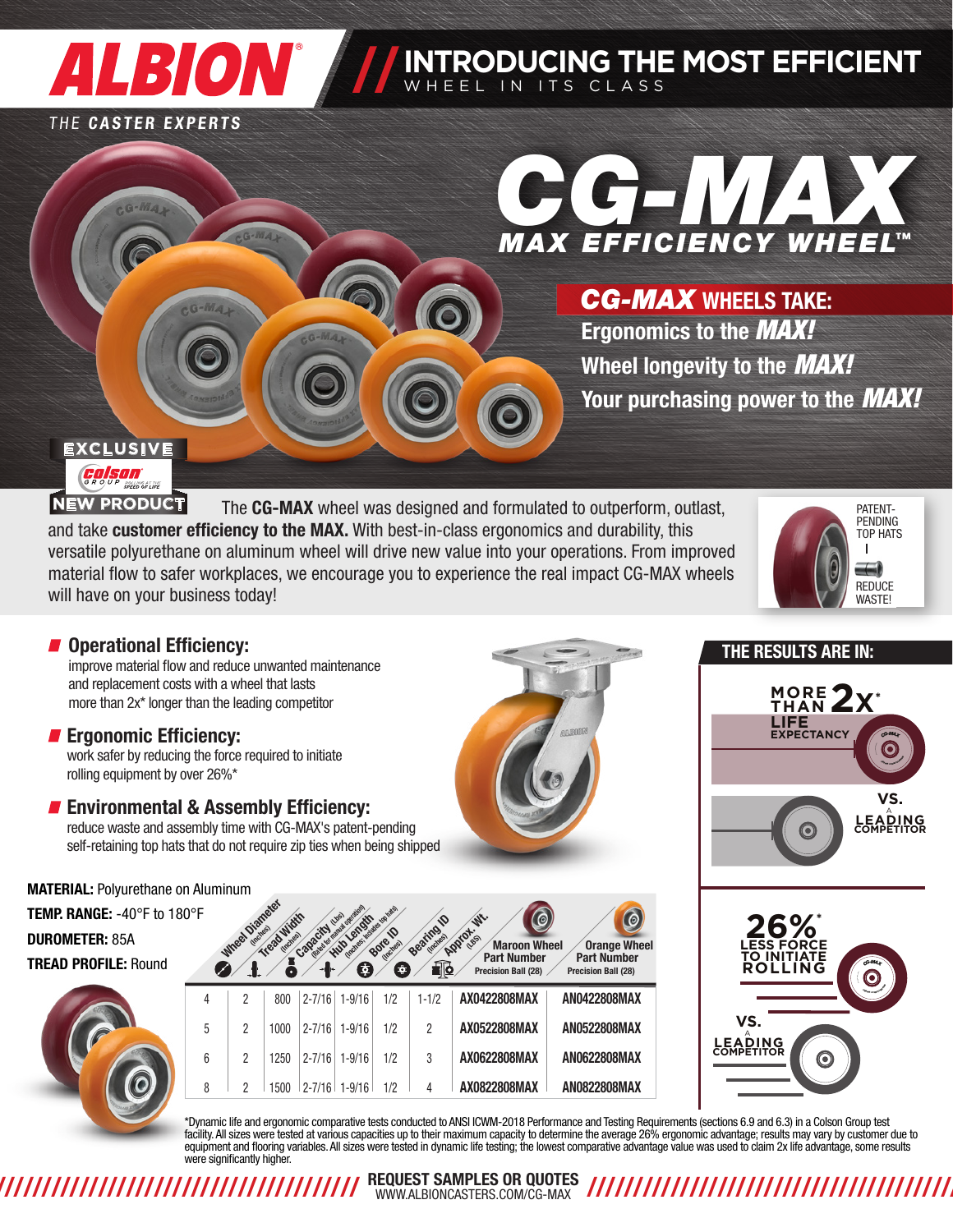# ALBION®

THE CASTER EXPERTS

## // INTRODUCING THE MOST EFFICIENT WHEEL IN ITS CLASS

# CG-MAX

## MAX EFFICIENCY WHEEL™

### CG-MAX WHEELS TAKE:

Ergonomics to the **MAX!**

Wheel longevity to the **MAX!**

Your purchasing power to the **MAX!**

EXCLUSIVE Colson GROUP NEW PRODUCT

The **CG-MAX** wheel was designed and formulated to outperform, outlast, and take **customer efficiency to the MAX.** With best-in-class ergonomics and durability, this versatile polyurethane on aluminum wheel will drive new value into your operations. From improved material flow to safer workplaces, we encourage you to experience the real impact CG-MAX wheels will have on your business today!

PATENT-PENDING TOP HATS

REDUCE WASTE!

### Operational Efficiency:

improve material flow and reduce unwanted maintenance and replacement costs with a wheel that lasts more than 2x* longer than the leading competitor

### Ergonomic Efficiency:

work safer by reducing the force required to initiate rolling equipment by over 26%*

### Environmental & Assembly Efficiency:

reduce waste and assembly time with CG-MAX's patent-pending self-retaining top hats that do not require zip ties when being shipped

### THE RESULTS ARE IN:

MORE THAN 2x* LIFE EXPECTANCY VS. A LEADING COMPETITOR

26%* LESS FORCE TO INITIATE ROLLING VS. A LEADING COMPETITOR

**MATERIAL:** Polyurethane on Aluminum

**TEMP. RANGE:** -40°F to 180°F

**DUROMETER:** 85A

**TREAD PROFILE:** Round

| Wheel Diameter (inches) | Tread Width (inches) | Capacity (Lbs) (Rated for manual operation) | Hub Length (inches; includes top hats) | Bore ID (inches) | Bearing ID (inches) | Approx. Wt. (LBS) | Maroon Wheel Part Number Precision Ball (28) | Orange Wheel Part Number Precision Ball (28) |
|---|---|---|---|---|---|---|---|---|
| 4 | 2 | 800 | 2-7/16 | 1-9/16 | 1/2 | 1-1/2 | AX0422808MAX | AN0422808MAX |
| 5 | 2 | 1000 | 2-7/16 | 1-9/16 | 1/2 | 2 | AX0522808MAX | AN0522808MAX |
| 6 | 2 | 1250 | 2-7/16 | 1-9/16 | 1/2 | 3 | AX0622808MAX | AN0622808MAX |
| 8 | 2 | 1500 | 2-7/16 | 1-9/16 | 1/2 | 4 | AX0822808MAX | AN0822808MAX |

*Dynamic life and ergonomic comparative tests conducted to ANSI ICWM-2018 Performance and Testing Requirements (sections 6.9 and 6.3) in a Colson Group test facility. All sizes were tested at various capacities up to their maximum capacity to determine the average 26% ergonomic advantage; results may vary by customer due to equipment and flooring variables. All sizes were tested in dynamic life testing; the lowest comparative advantage value was used to claim 2x life advantage, some results were significantly higher.

**REQUEST SAMPLES OR QUOTES**
WWW.ALBIONCASTERS.COM/CG-MAX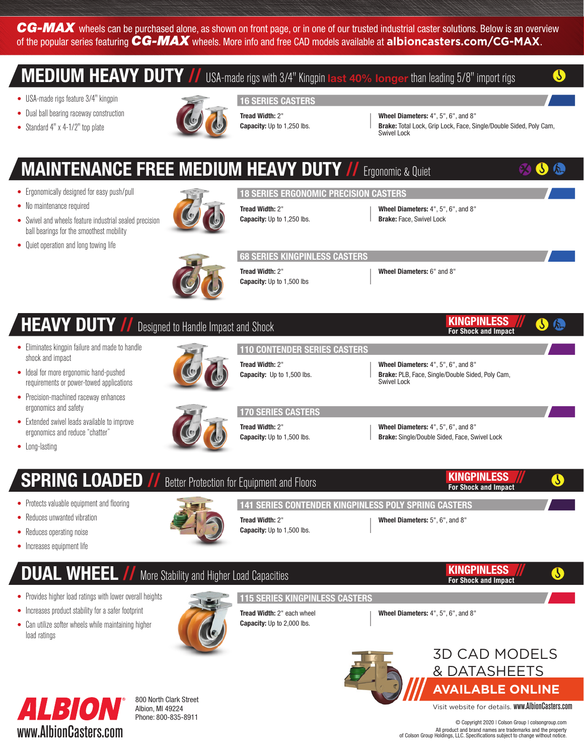**CG-MAX** wheels can be purchased alone, as shown on front page, or in one of our trusted industrial caster solutions. Below is an overview of the popular series featuring **CG-MAX** wheels. More info and free CAD models available at **albioncasters.com/CG-MAX**.

## MEDIUM HEAVY DUTY // USA-made rigs with 3/4" Kingpin last 40% longer than leading 5/8" import rigs

- USA-made rigs feature 3/4" kingpin
- Dual ball bearing raceway construction
- Standard 4" x 4-1/2" top plate

### 16 SERIES CASTERS

**Tread Width:** 2"
**Capacity:** Up to 1,250 lbs.

**Wheel Diameters:** 4", 5", 6", and 8"
**Brake:** Total Lock, Grip Lock, Face, Single/Double Sided, Poly Cam, Swivel Lock

## MAINTENANCE FREE MEDIUM HEAVY DUTY // Ergonomic & Quiet

- Ergonomically designed for easy push/pull
- No maintenance required
- Swivel and wheels feature industrial sealed precision ball bearings for the smoothest mobility
- Quiet operation and long towing life

### 18 SERIES ERGONOMIC PRECISION CASTERS

**Tread Width:** 2"
**Capacity:** Up to 1,250 lbs.

**Wheel Diameters:** 4", 5", 6", and 8"
**Brake:** Face, Swivel Lock

### 68 SERIES KINGPINLESS CASTERS

**Tread Width:** 2"
**Capacity:** Up to 1,500 lbs

**Wheel Diameters:** 6" and 8"

## HEAVY DUTY // Designed to Handle Impact and Shock

KINGPINLESS For Shock and Impact

- Eliminates kingpin failure and made to handle shock and impact
- Ideal for more ergonomic hand-pushed requirements or power-towed applications
- Precision-machined raceway enhances ergonomics and safety
- Extended swivel leads available to improve ergonomics and reduce "chatter"
- Long-lasting

### 110 CONTENDER SERIES CASTERS

**Tread Width:** 2"
**Capacity:** Up to 1,500 lbs.

**Wheel Diameters:** 4", 5", 6", and 8"
**Brake:** PLB, Face, Single/Double Sided, Poly Cam, Swivel Lock

### 170 SERIES CASTERS

**Tread Width:** 2"
**Capacity:** Up to 1,500 lbs.

**Wheel Diameters:** 4", 5", 6", and 8"
**Brake:** Single/Double Sided, Face, Swivel Lock

## SPRING LOADED // Better Protection for Equipment and Floors

KINGPINLESS For Shock and Impact

- Protects valuable equipment and flooring
- Reduces unwanted vibration
- Reduces operating noise
- Increases equipment life

### 141 SERIES CONTENDER KINGPINLESS POLY SPRING CASTERS

**Tread Width:** 2"
**Capacity:** Up to 1,500 lbs.

**Wheel Diameters:** 5", 6", and 8"

## DUAL WHEEL // More Stability and Higher Load Capacities

KINGPINLESS For Shock and Impact

- Provides higher load ratings with lower overall heights
- Increases product stability for a safer footprint
- Can utilize softer wheels while maintaining higher load ratings

### 115 SERIES KINGPINLESS CASTERS

**Tread Width:** 2" each wheel
**Capacity:** Up to 2,000 lbs.

**Wheel Diameters:** 4", 5", 6", and 8"

3D CAD MODELS & DATASHEETS
AVAILABLE ONLINE
Visit website for details. www.AlbionCasters.com

ALBION®
www.AlbionCasters.com

800 North Clark Street
Albion, MI 49224
Phone: 800-835-8911

© Copyright 2020 | Colson Group | colsongroup.com
All product and brand names are trademarks and the property of Colson Group Holdings, LLC. Specifications subject to change without notice.